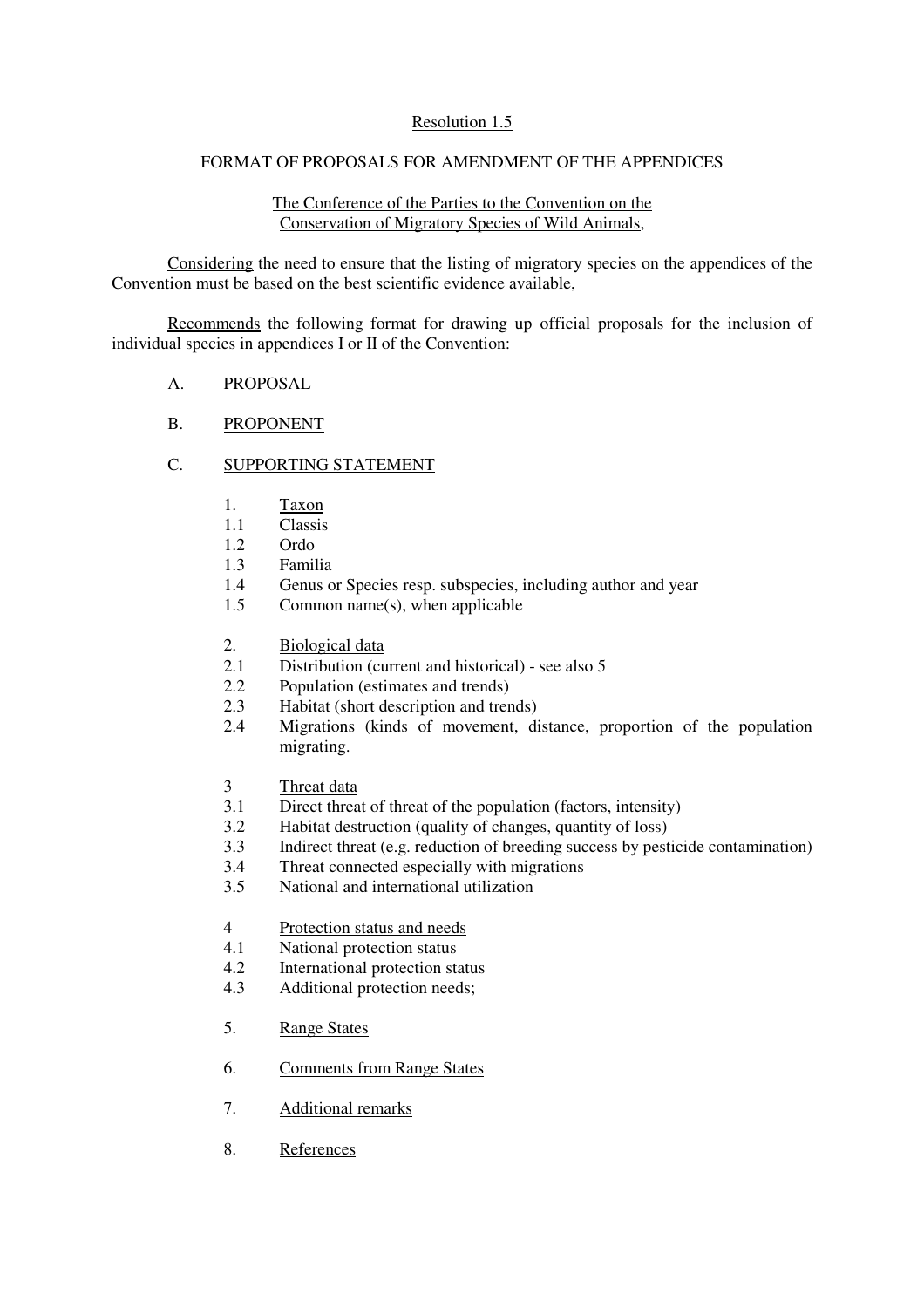# Resolution 1.5

## FORMAT OF PROPOSALS FOR AMENDMENT OF THE APPENDICES

The Conference of the Parties to the Convention on the Conservation of Migratory Species of Wild Animals,

Considering the need to ensure that the listing of migratory species on the appendices of the Convention must be based on the best scientific evidence available,

Recommends the following format for drawing up official proposals for the inclusion of individual species in appendices I or II of the Convention:

A. PROPOSAL

B. PROPONENT

C. SUPPORTING STATEMENT

1. Taxon
   - 1.1 Classis
   - 1.2 Ordo
   - 1.3 Familia
   - 1.4 Genus or Species resp. subspecies, including author and year
   - 1.5 Common name(s), when applicable

2. Biological data
   - 2.1 Distribution (current and historical) - see also 5
   - 2.2 Population (estimates and trends)
   - 2.3 Habitat (short description and trends)
   - 2.4 Migrations (kinds of movement, distance, proportion of the population migrating.

3 Threat data
   - 3.1 Direct threat of threat of the population (factors, intensity)
   - 3.2 Habitat destruction (quality of changes, quantity of loss)
   - 3.3 Indirect threat (e.g. reduction of breeding success by pesticide contamination)
   - 3.4 Threat connected especially with migrations
   - 3.5 National and international utilization

4 Protection status and needs
   - 4.1 National protection status
   - 4.2 International protection status
   - 4.3 Additional protection needs;

5. Range States

6. Comments from Range States

7. Additional remarks

8. References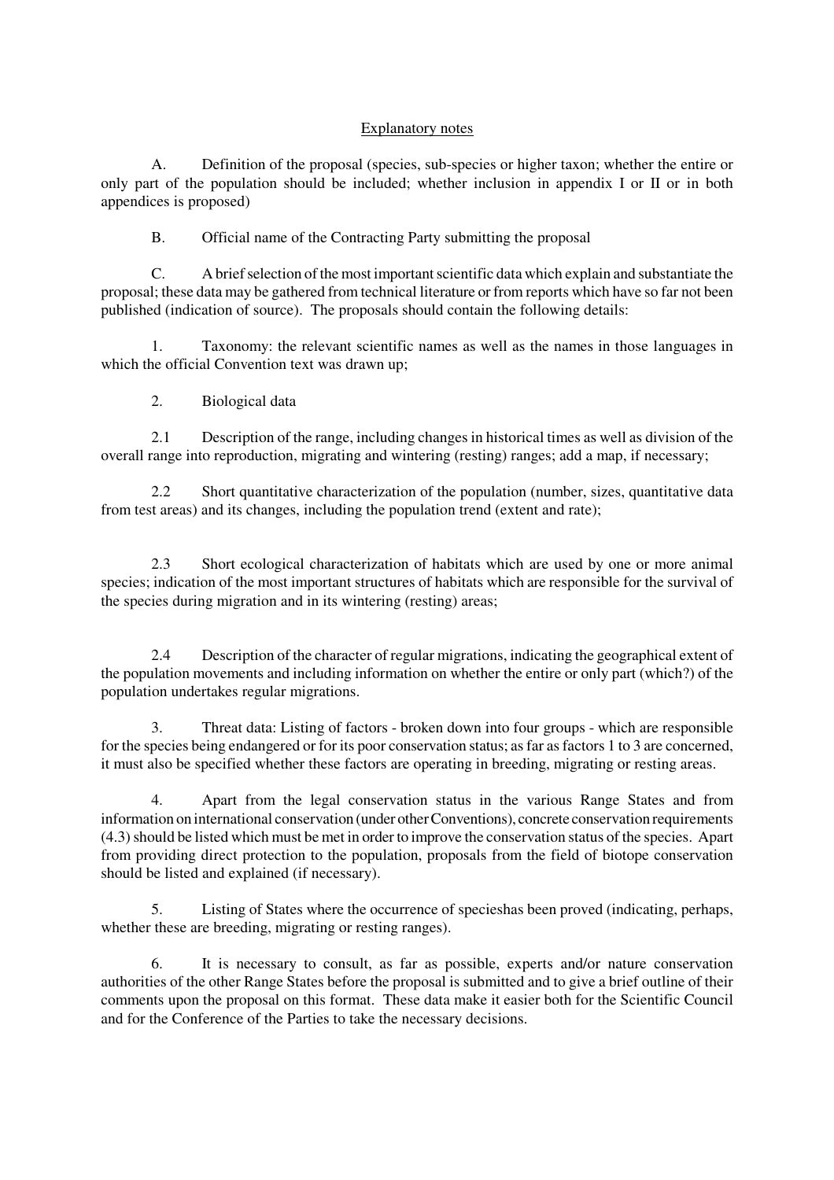Explanatory notes

A. Definition of the proposal (species, sub-species or higher taxon; whether the entire or only part of the population should be included; whether inclusion in appendix I or II or in both appendices is proposed)

B. Official name of the Contracting Party submitting the proposal

C. A brief selection of the most important scientific data which explain and substantiate the proposal; these data may be gathered from technical literature or from reports which have so far not been published (indication of source). The proposals should contain the following details:

1. Taxonomy: the relevant scientific names as well as the names in those languages in which the official Convention text was drawn up;

2. Biological data

2.1 Description of the range, including changes in historical times as well as division of the overall range into reproduction, migrating and wintering (resting) ranges; add a map, if necessary;

2.2 Short quantitative characterization of the population (number, sizes, quantitative data from test areas) and its changes, including the population trend (extent and rate);

2.3 Short ecological characterization of habitats which are used by one or more animal species; indication of the most important structures of habitats which are responsible for the survival of the species during migration and in its wintering (resting) areas;

2.4 Description of the character of regular migrations, indicating the geographical extent of the population movements and including information on whether the entire or only part (which?) of the population undertakes regular migrations.

3. Threat data: Listing of factors - broken down into four groups - which are responsible for the species being endangered or for its poor conservation status; as far as factors 1 to 3 are concerned, it must also be specified whether these factors are operating in breeding, migrating or resting areas.

4. Apart from the legal conservation status in the various Range States and from information on international conservation (under other Conventions), concrete conservation requirements (4.3) should be listed which must be met in order to improve the conservation status of the species. Apart from providing direct protection to the population, proposals from the field of biotope conservation should be listed and explained (if necessary).

5. Listing of States where the occurrence of specieshas been proved (indicating, perhaps, whether these are breeding, migrating or resting ranges).

6. It is necessary to consult, as far as possible, experts and/or nature conservation authorities of the other Range States before the proposal is submitted and to give a brief outline of their comments upon the proposal on this format. These data make it easier both for the Scientific Council and for the Conference of the Parties to take the necessary decisions.